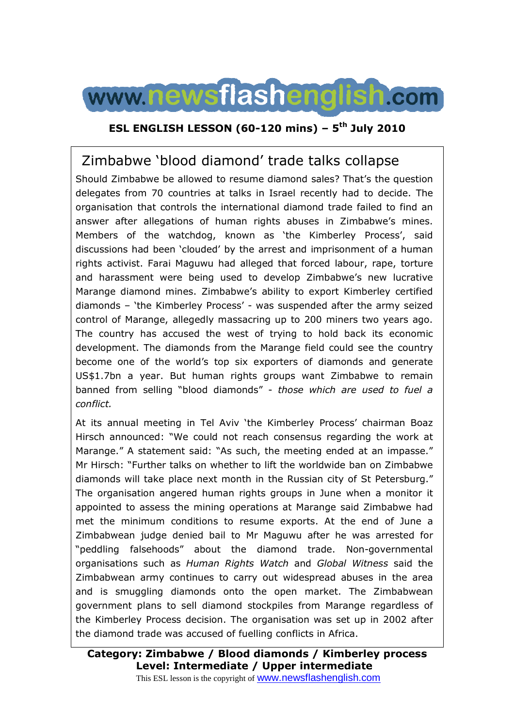# www.newsflashenglish.com

**ESL ENGLISH LESSON (60-120 mins) – 5th July 2010**

## Zimbabwe 'blood diamond' trade talks collapse

Should Zimbabwe be allowed to resume diamond sales? That's the question delegates from 70 countries at talks in Israel recently had to decide. The organisation that controls the international diamond trade failed to find an answer after allegations of human rights abuses in Zimbabwe's mines. Members of the watchdog, known as 'the Kimberley Process', said discussions had been 'clouded' by the arrest and imprisonment of a human rights activist. Farai Maguwu had alleged that forced labour, rape, torture and harassment were being used to develop Zimbabwe's new lucrative Marange diamond mines. Zimbabwe's ability to export Kimberley certified diamonds – 'the Kimberley Process' - was suspended after the army seized control of Marange, allegedly massacring up to 200 miners two years ago. The country has accused the west of trying to hold back its economic development. The diamonds from the Marange field could see the country become one of the world's top six exporters of diamonds and generate US$1.7bn a year. But human rights groups want Zimbabwe to remain banned from selling "blood diamonds" - *those which are used to fuel a conflict.*

At its annual meeting in Tel Aviv 'the Kimberley Process' chairman Boaz Hirsch announced: "We could not reach consensus regarding the work at Marange." A statement said: "As such, the meeting ended at an impasse." Mr Hirsch: "Further talks on whether to lift the worldwide ban on Zimbabwe diamonds will take place next month in the Russian city of St Petersburg." The organisation angered human rights groups in June when a monitor it appointed to assess the mining operations at Marange said Zimbabwe had met the minimum conditions to resume exports. At the end of June a Zimbabwean judge denied bail to Mr Maguwu after he was arrested for "peddling falsehoods" about the diamond trade. Non-governmental organisations such as *Human Rights Watch* and *Global Witness* said the Zimbabwean army continues to carry out widespread abuses in the area and is smuggling diamonds onto the open market. The Zimbabwean government plans to sell diamond stockpiles from Marange regardless of the Kimberley Process decision. The organisation was set up in 2002 after the diamond trade was accused of fuelling conflicts in Africa.

**Category: Zimbabwe / Blood diamonds / Kimberley process**
**Level: Intermediate / Upper intermediate**

This ESL lesson is the copyright of www.newsflashenglish.com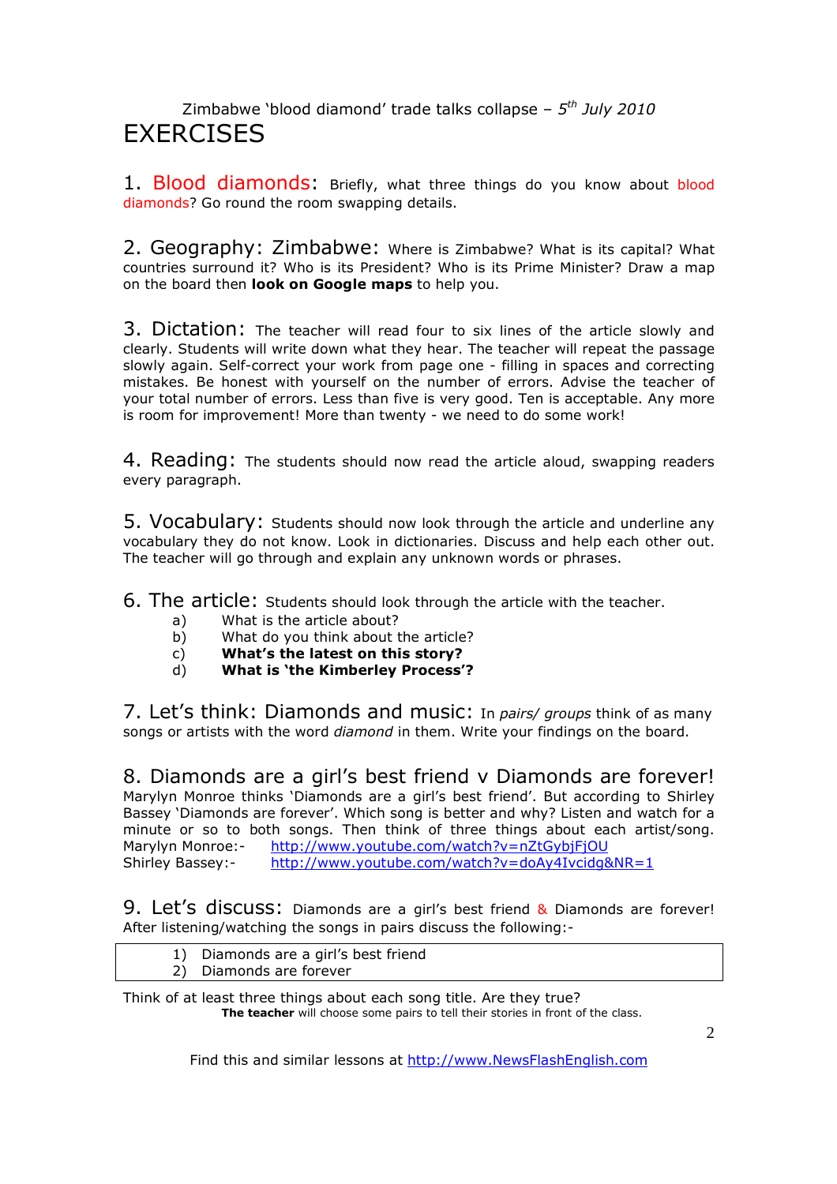Zimbabwe 'blood diamond' trade talks collapse – *5th July 2010*

# EXERCISES

**1. Blood diamonds:** Briefly, what three things do you know about blood diamonds? Go round the room swapping details.

**2. Geography: Zimbabwe:** Where is Zimbabwe? What is its capital? What countries surround it? Who is its President? Who is its Prime Minister? Draw a map on the board then **look on Google maps** to help you.

**3. Dictation:** The teacher will read four to six lines of the article slowly and clearly. Students will write down what they hear. The teacher will repeat the passage slowly again. Self-correct your work from page one - filling in spaces and correcting mistakes. Be honest with yourself on the number of errors. Advise the teacher of your total number of errors. Less than five is very good. Ten is acceptable. Any more is room for improvement! More than twenty - we need to do some work!

**4. Reading:** The students should now read the article aloud, swapping readers every paragraph.

**5. Vocabulary:** Students should now look through the article and underline any vocabulary they do not know. Look in dictionaries. Discuss and help each other out. The teacher will go through and explain any unknown words or phrases.

**6. The article:** Students should look through the article with the teacher.

a) What is the article about?
b) What do you think about the article?
c) **What's the latest on this story?**
d) **What is 'the Kimberley Process'?**

**7. Let's think: Diamonds and music:** In *pairs/ groups* think of as many songs or artists with the word *diamond* in them. Write your findings on the board.

**8. Diamonds are a girl's best friend v Diamonds are forever!**
Marylyn Monroe thinks 'Diamonds are a girl's best friend'. But according to Shirley Bassey 'Diamonds are forever'. Which song is better and why? Listen and watch for a minute or so to both songs. Then think of three things about each artist/song.
Marylyn Monroe:- http://www.youtube.com/watch?v=nZtGybjFjOU
Shirley Bassey:- http://www.youtube.com/watch?v=doAy4Ivcidg&NR=1

**9. Let's discuss:** Diamonds are a girl's best friend & Diamonds are forever!
After listening/watching the songs in pairs discuss the following:-

1) Diamonds are a girl's best friend
2) Diamonds are forever

Think of at least three things about each song title. Are they true?
**The teacher** will choose some pairs to tell their stories in front of the class.

Find this and similar lessons at http://www.NewsFlashEnglish.com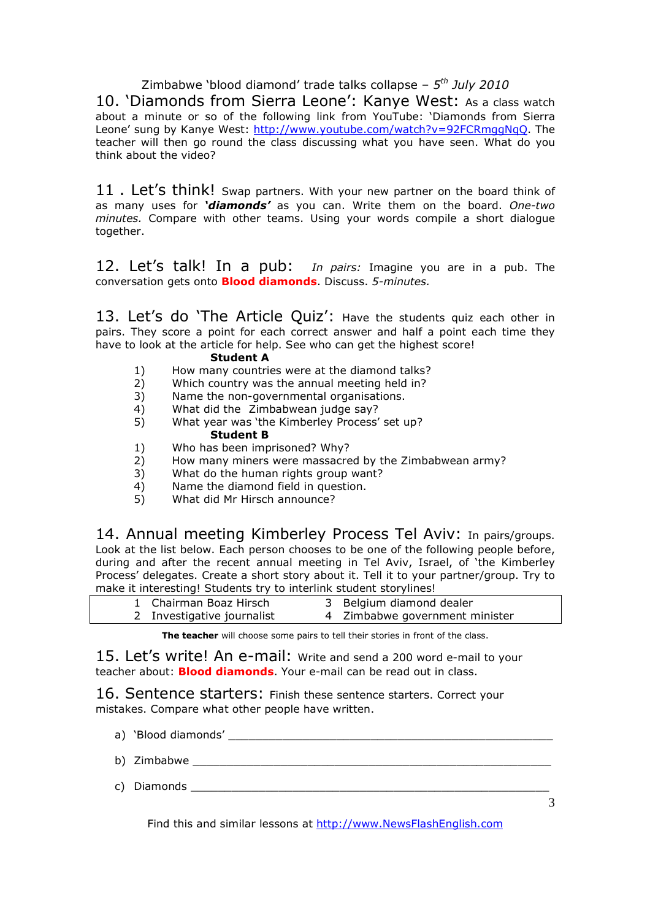Zimbabwe 'blood diamond' trade talks collapse – *5th July 2010*

## 10. 'Diamonds from Sierra Leone': Kanye West:

As a class watch about a minute or so of the following link from YouTube: 'Diamonds from Sierra Leone' sung by Kanye West: http://www.youtube.com/watch?v=92FCRmggNqQ. The teacher will then go round the class discussing what you have seen. What do you think about the video?

## 11 . Let's think!

Swap partners. With your new partner on the board think of as many uses for ***'diamonds'*** as you can. Write them on the board. *One-two minutes.* Compare with other teams. Using your words compile a short dialogue together.

## 12. Let's talk! In a pub:

*In pairs:* Imagine you are in a pub. The conversation gets onto **Blood diamonds**. Discuss. *5-minutes.*

## 13. Let's do 'The Article Quiz':

Have the students quiz each other in pairs. They score a point for each correct answer and half a point each time they have to look at the article for help. See who can get the highest score!

**Student A**

1) How many countries were at the diamond talks?
2) Which country was the annual meeting held in?
3) Name the non-governmental organisations.
4) What did the Zimbabwean judge say?
5) What year was 'the Kimberley Process' set up?

**Student B**

1) Who has been imprisoned? Why?
2) How many miners were massacred by the Zimbabwean army?
3) What do the human rights group want?
4) Name the diamond field in question.
5) What did Mr Hirsch announce?

## 14. Annual meeting Kimberley Process Tel Aviv:

In pairs/groups. Look at the list below. Each person chooses to be one of the following people before, during and after the recent annual meeting in Tel Aviv, Israel, of 'the Kimberley Process' delegates. Create a short story about it. Tell it to your partner/group. Try to make it interesting! Students try to interlink student storylines!

| | | | |
|---|---|---|---|
| 1 | Chairman Boaz Hirsch | 3 | Belgium diamond dealer |
| 2 | Investigative journalist | 4 | Zimbabwe government minister |

**The teacher** will choose some pairs to tell their stories in front of the class.

## 15. Let's write! An e-mail:

Write and send a 200 word e-mail to your teacher about: **Blood diamonds**. Your e-mail can be read out in class.

## 16. Sentence starters:

Finish these sentence starters. Correct your mistakes. Compare what other people have written.

a) 'Blood diamonds' ________________________________________________

b) Zimbabwe ____________________________________________________

c) Diamonds ____________________________________________________

Find this and similar lessons at http://www.NewsFlashEnglish.com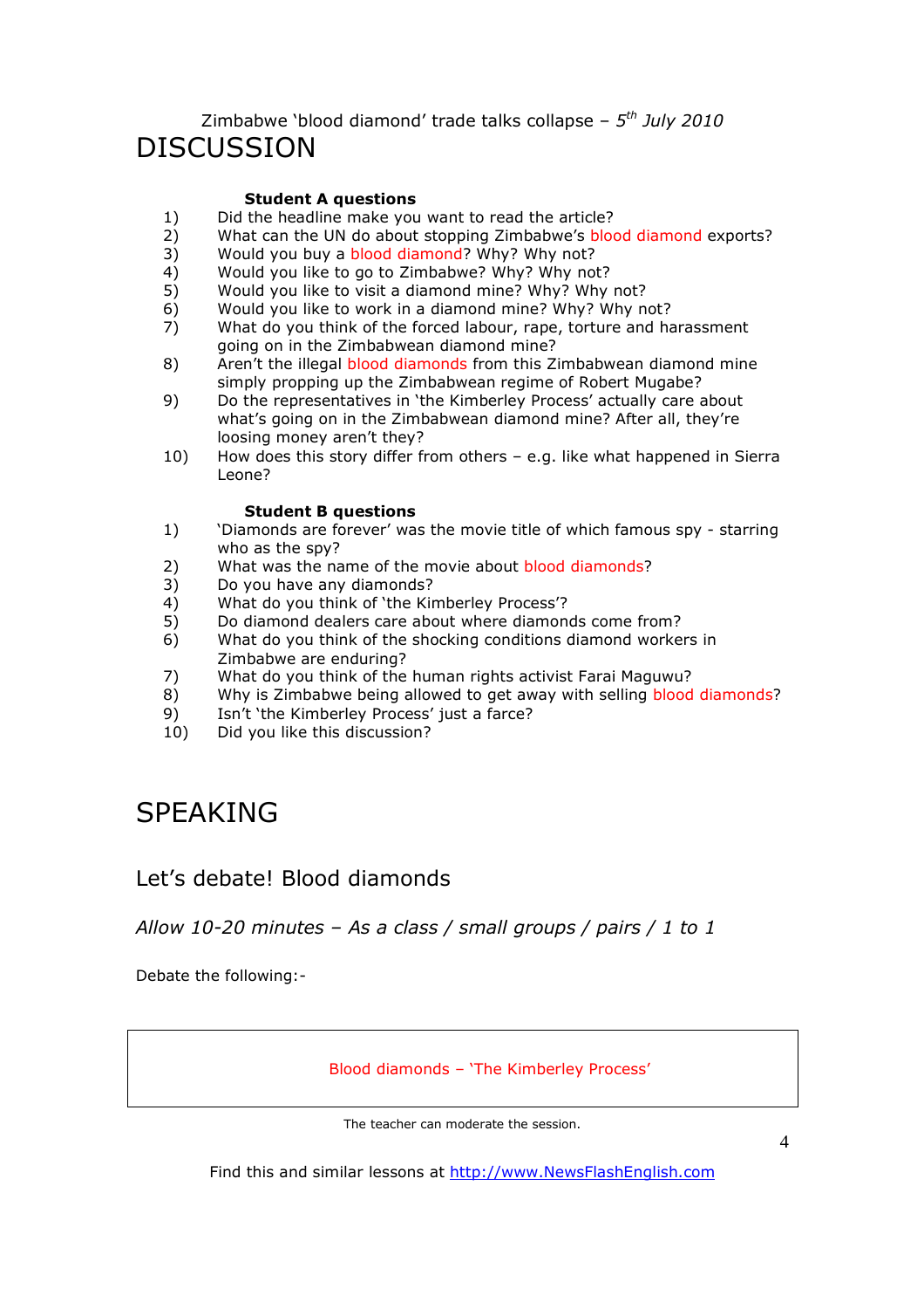Zimbabwe 'blood diamond' trade talks collapse – *5th July 2010*

# DISCUSSION

**Student A questions**

1) Did the headline make you want to read the article?
2) What can the UN do about stopping Zimbabwe's blood diamond exports?
3) Would you buy a blood diamond? Why? Why not?
4) Would you like to go to Zimbabwe? Why? Why not?
5) Would you like to visit a diamond mine? Why? Why not?
6) Would you like to work in a diamond mine? Why? Why not?
7) What do you think of the forced labour, rape, torture and harassment going on in the Zimbabwean diamond mine?
8) Aren't the illegal blood diamonds from this Zimbabwean diamond mine simply propping up the Zimbabwean regime of Robert Mugabe?
9) Do the representatives in 'the Kimberley Process' actually care about what's going on in the Zimbabwean diamond mine? After all, they're loosing money aren't they?
10) How does this story differ from others – e.g. like what happened in Sierra Leone?

**Student B questions**

1) 'Diamonds are forever' was the movie title of which famous spy - starring who as the spy?
2) What was the name of the movie about blood diamonds?
3) Do you have any diamonds?
4) What do you think of 'the Kimberley Process'?
5) Do diamond dealers care about where diamonds come from?
6) What do you think of the shocking conditions diamond workers in Zimbabwe are enduring?
7) What do you think of the human rights activist Farai Maguwu?
8) Why is Zimbabwe being allowed to get away with selling blood diamonds?
9) Isn't 'the Kimberley Process' just a farce?
10) Did you like this discussion?

# SPEAKING

## Let's debate! Blood diamonds

*Allow 10-20 minutes – As a class / small groups / pairs / 1 to 1*

Debate the following:-

Blood diamonds – 'The Kimberley Process'

The teacher can moderate the session.

Find this and similar lessons at http://www.NewsFlashEnglish.com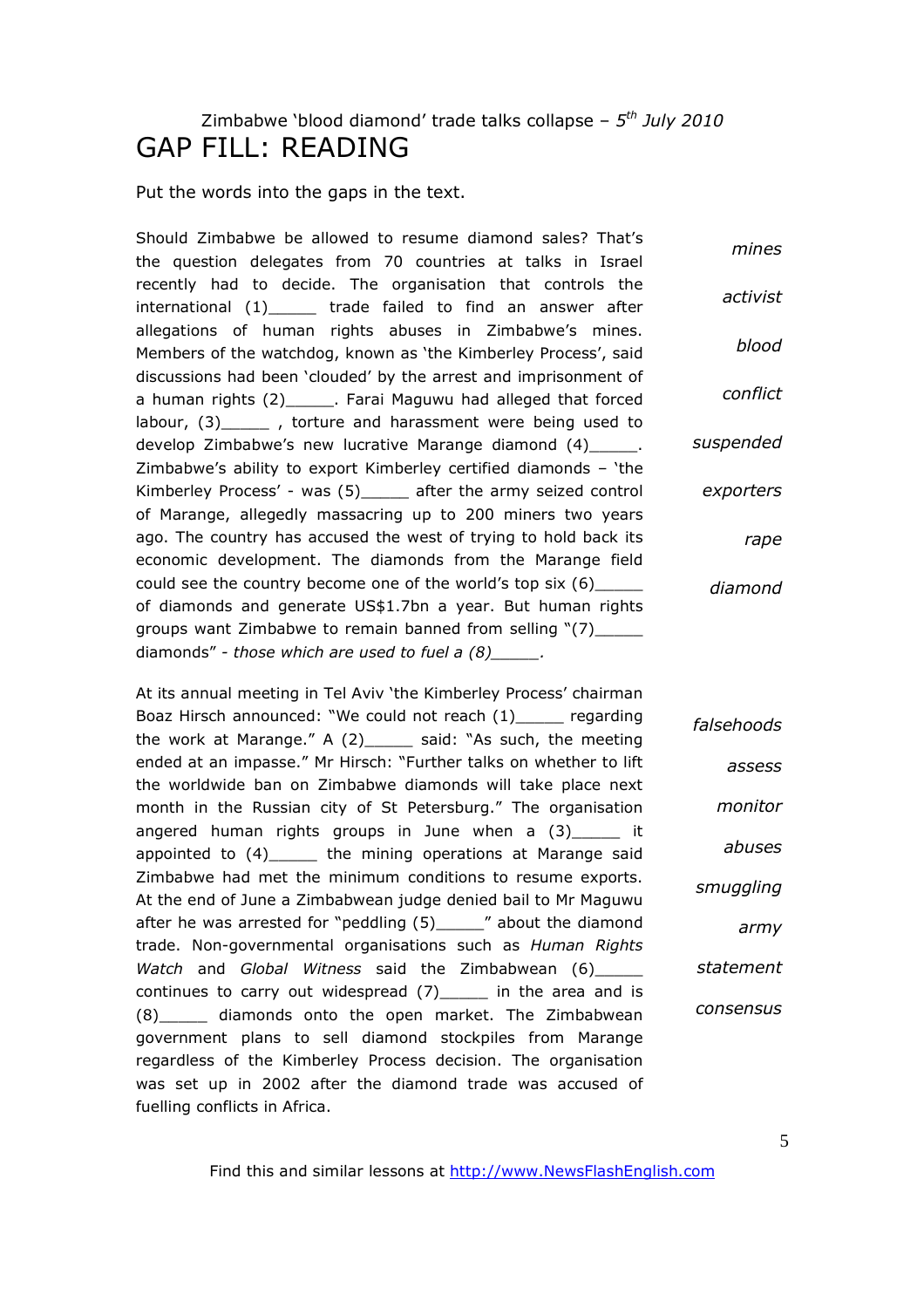Zimbabwe 'blood diamond' trade talks collapse – *5th July 2010*

# GAP FILL: READING

Put the words into the gaps in the text.

Should Zimbabwe be allowed to resume diamond sales? That's the question delegates from 70 countries at talks in Israel recently had to decide. The organisation that controls the international (1)_____ trade failed to find an answer after allegations of human rights abuses in Zimbabwe's mines. Members of the watchdog, known as 'the Kimberley Process', said discussions had been 'clouded' by the arrest and imprisonment of a human rights (2)_____. Farai Maguwu had alleged that forced labour, (3)_____ , torture and harassment were being used to develop Zimbabwe's new lucrative Marange diamond (4)_____. Zimbabwe's ability to export Kimberley certified diamonds – 'the Kimberley Process' - was (5)_____ after the army seized control of Marange, allegedly massacring up to 200 miners two years ago. The country has accused the west of trying to hold back its economic development. The diamonds from the Marange field could see the country become one of the world's top six (6)_____ of diamonds and generate US$1.7bn a year. But human rights groups want Zimbabwe to remain banned from selling "(7)_____ diamonds" - *those which are used to fuel a (8)_____.*

*mines*

*activist*

*blood*

*conflict*

*suspended*

*exporters*

*rape*

*diamond*

At its annual meeting in Tel Aviv 'the Kimberley Process' chairman Boaz Hirsch announced: "We could not reach (1)_____ regarding the work at Marange." A (2)_____ said: "As such, the meeting ended at an impasse." Mr Hirsch: "Further talks on whether to lift the worldwide ban on Zimbabwe diamonds will take place next month in the Russian city of St Petersburg." The organisation angered human rights groups in June when a (3)_____ it appointed to (4)_____ the mining operations at Marange said Zimbabwe had met the minimum conditions to resume exports. At the end of June a Zimbabwean judge denied bail to Mr Maguwu after he was arrested for "peddling (5)_____" about the diamond trade. Non-governmental organisations such as *Human Rights Watch* and *Global Witness* said the Zimbabwean (6)_____ continues to carry out widespread (7)_____ in the area and is (8)_____ diamonds onto the open market. The Zimbabwean government plans to sell diamond stockpiles from Marange regardless of the Kimberley Process decision. The organisation was set up in 2002 after the diamond trade was accused of fuelling conflicts in Africa.

*falsehoods*

*assess*

*monitor*

*abuses*

*smuggling*

*army*

*statement*

*consensus*

Find this and similar lessons at http://www.NewsFlashEnglish.com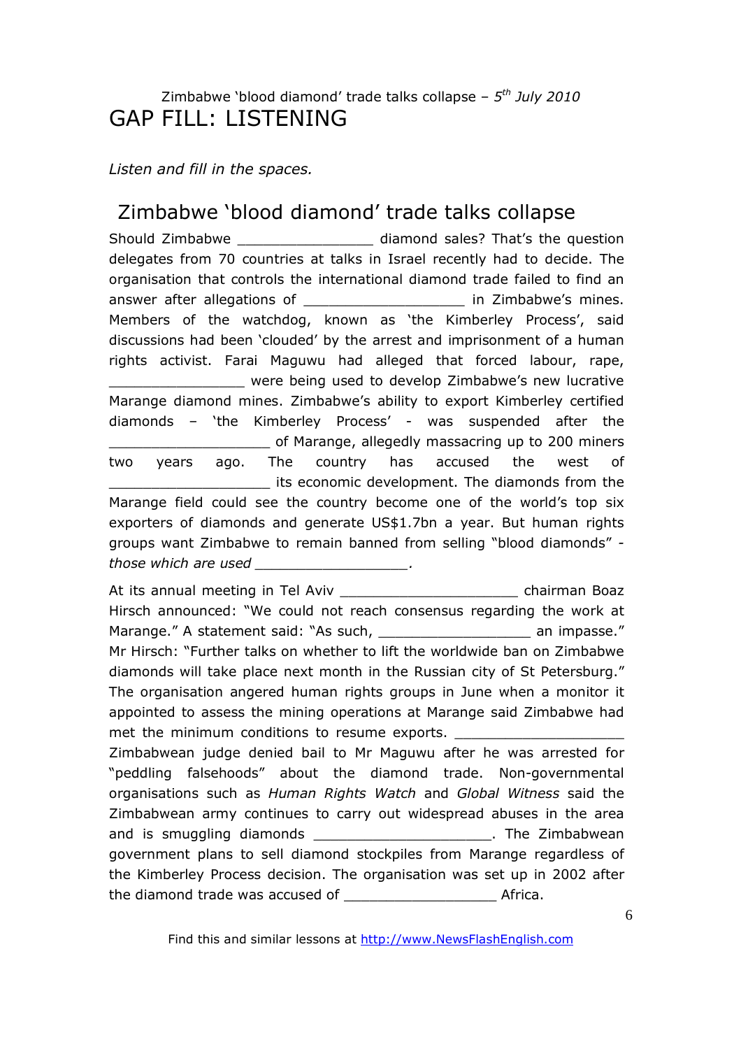Zimbabwe 'blood diamond' trade talks collapse – *5th July 2010*

# GAP FILL: LISTENING

*Listen and fill in the spaces.*

## Zimbabwe 'blood diamond' trade talks collapse

Should Zimbabwe ________________ diamond sales? That's the question delegates from 70 countries at talks in Israel recently had to decide. The organisation that controls the international diamond trade failed to find an answer after allegations of ___________________ in Zimbabwe's mines. Members of the watchdog, known as 'the Kimberley Process', said discussions had been 'clouded' by the arrest and imprisonment of a human rights activist. Farai Maguwu had alleged that forced labour, rape, ________________ were being used to develop Zimbabwe's new lucrative Marange diamond mines. Zimbabwe's ability to export Kimberley certified diamonds – 'the Kimberley Process' - was suspended after the ___________________ of Marange, allegedly massacring up to 200 miners two years ago. The country has accused the west of ___________________ its economic development. The diamonds from the Marange field could see the country become one of the world's top six exporters of diamonds and generate US$1.7bn a year. But human rights groups want Zimbabwe to remain banned from selling "blood diamonds" - *those which are used __________________.*

At its annual meeting in Tel Aviv _____________________ chairman Boaz Hirsch announced: "We could not reach consensus regarding the work at Marange." A statement said: "As such, __________________ an impasse." Mr Hirsch: "Further talks on whether to lift the worldwide ban on Zimbabwe diamonds will take place next month in the Russian city of St Petersburg." The organisation angered human rights groups in June when a monitor it appointed to assess the mining operations at Marange said Zimbabwe had met the minimum conditions to resume exports. ____________________ Zimbabwean judge denied bail to Mr Maguwu after he was arrested for "peddling falsehoods" about the diamond trade. Non-governmental organisations such as *Human Rights Watch* and *Global Witness* said the Zimbabwean army continues to carry out widespread abuses in the area and is smuggling diamonds _____________________. The Zimbabwean government plans to sell diamond stockpiles from Marange regardless of the Kimberley Process decision. The organisation was set up in 2002 after the diamond trade was accused of __________________ Africa.

Find this and similar lessons at http://www.NewsFlashEnglish.com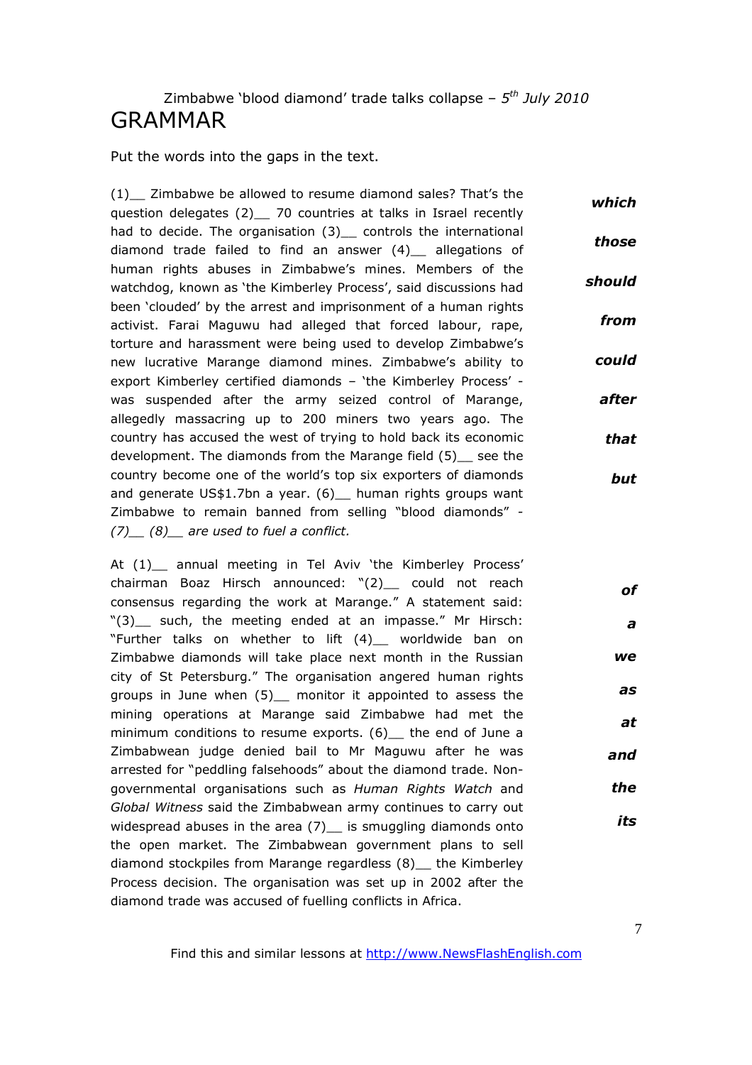Zimbabwe 'blood diamond' trade talks collapse – *5th July 2010*

# GRAMMAR

Put the words into the gaps in the text.

(1)__ Zimbabwe be allowed to resume diamond sales? That's the question delegates (2)__ 70 countries at talks in Israel recently had to decide. The organisation (3)__ controls the international diamond trade failed to find an answer (4)__ allegations of human rights abuses in Zimbabwe's mines. Members of the watchdog, known as 'the Kimberley Process', said discussions had been 'clouded' by the arrest and imprisonment of a human rights activist. Farai Maguwu had alleged that forced labour, rape, torture and harassment were being used to develop Zimbabwe's new lucrative Marange diamond mines. Zimbabwe's ability to export Kimberley certified diamonds – 'the Kimberley Process' - was suspended after the army seized control of Marange, allegedly massacring up to 200 miners two years ago. The country has accused the west of trying to hold back its economic development. The diamonds from the Marange field (5)__ see the country become one of the world's top six exporters of diamonds and generate US$1.7bn a year. (6)__ human rights groups want Zimbabwe to remain banned from selling "blood diamonds" - *(7)__ (8)__ are used to fuel a conflict.*

***which***

***those***

***should***

***from***

***could***

***after***

***that***

***but***

At (1)__ annual meeting in Tel Aviv 'the Kimberley Process' chairman Boaz Hirsch announced: "(2)__ could not reach consensus regarding the work at Marange." A statement said: "(3)__ such, the meeting ended at an impasse." Mr Hirsch: "Further talks on whether to lift (4)__ worldwide ban on Zimbabwe diamonds will take place next month in the Russian city of St Petersburg." The organisation angered human rights groups in June when (5)__ monitor it appointed to assess the mining operations at Marange said Zimbabwe had met the minimum conditions to resume exports. (6)__ the end of June a Zimbabwean judge denied bail to Mr Maguwu after he was arrested for "peddling falsehoods" about the diamond trade. Non-governmental organisations such as *Human Rights Watch* and *Global Witness* said the Zimbabwean army continues to carry out widespread abuses in the area (7)__ is smuggling diamonds onto the open market. The Zimbabwean government plans to sell diamond stockpiles from Marange regardless (8)__ the Kimberley Process decision. The organisation was set up in 2002 after the diamond trade was accused of fuelling conflicts in Africa.

***of***

***a***

***we***

***as***

***at***

***and***

***the***

***its***

Find this and similar lessons at http://www.NewsFlashEnglish.com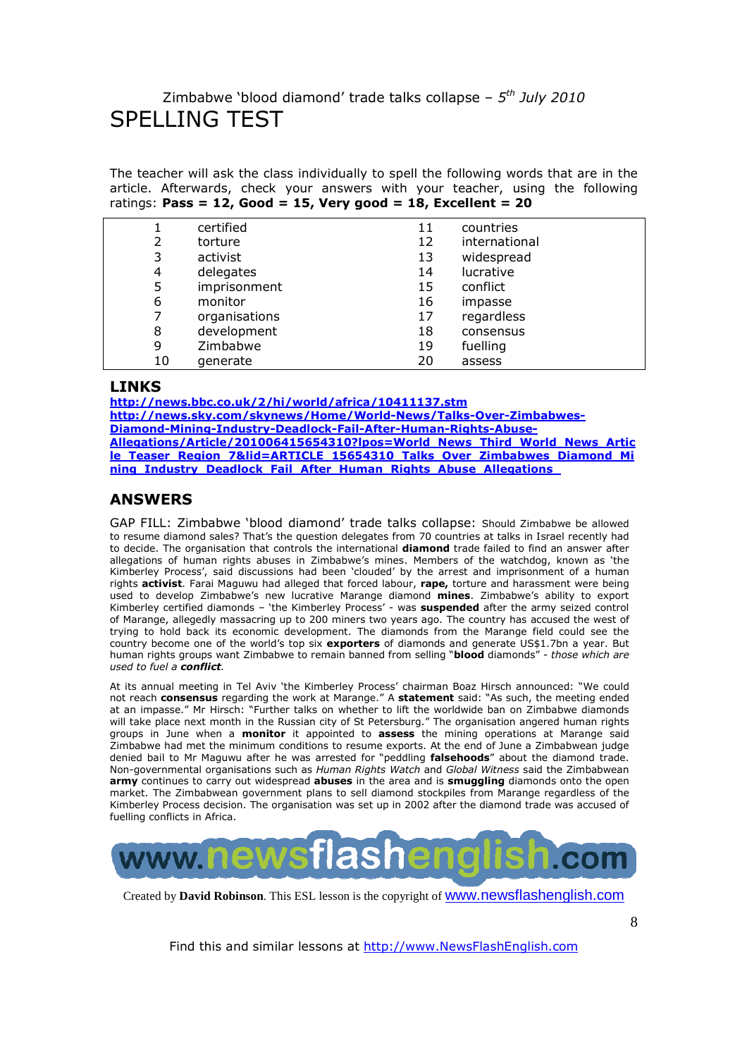Zimbabwe 'blood diamond' trade talks collapse – 5th July 2010

# SPELLING TEST

The teacher will ask the class individually to spell the following words that are in the article. Afterwards, check your answers with your teacher, using the following ratings: **Pass = 12, Good = 15, Very good = 18, Excellent = 20**

| | | | |
|---|---|---|---|
| 1 | certified | 11 | countries |
| 2 | torture | 12 | international |
| 3 | activist | 13 | widespread |
| 4 | delegates | 14 | lucrative |
| 5 | imprisonment | 15 | conflict |
| 6 | monitor | 16 | impasse |
| 7 | organisations | 17 | regardless |
| 8 | development | 18 | consensus |
| 9 | Zimbabwe | 19 | fuelling |
| 10 | generate | 20 | assess |

## LINKS

**http://news.bbc.co.uk/2/hi/world/africa/10411137.stm**
**http://news.sky.com/skynews/Home/World-News/Talks-Over-Zimbabwes-Diamond-Mining-Industry-Deadlock-Fail-After-Human-Rights-Abuse-Allegations/Article/201006415654310?lpos=World_News_Third_World_News_Article_Teaser_Region_7&lid=ARTICLE_15654310_Talks_Over_Zimbabwes_Diamond_Mining_Industry_Deadlock_Fail_After_Human_Rights_Abuse_Allegations_**

## ANSWERS

GAP FILL: Zimbabwe 'blood diamond' trade talks collapse: Should Zimbabwe be allowed to resume diamond sales? That's the question delegates from 70 countries at talks in Israel recently had to decide. The organisation that controls the international **diamond** trade failed to find an answer after allegations of human rights abuses in Zimbabwe's mines. Members of the watchdog, known as 'the Kimberley Process', said discussions had been 'clouded' by the arrest and imprisonment of a human rights **activist**. Farai Maguwu had alleged that forced labour, **rape,** torture and harassment were being used to develop Zimbabwe's new lucrative Marange diamond **mines**. Zimbabwe's ability to export Kimberley certified diamonds – 'the Kimberley Process' - was **suspended** after the army seized control of Marange, allegedly massacring up to 200 miners two years ago. The country has accused the west of trying to hold back its economic development. The diamonds from the Marange field could see the country become one of the world's top six **exporters** of diamonds and generate US$1.7bn a year. But human rights groups want Zimbabwe to remain banned from selling "**blood** diamonds" - *those which are used to fuel a* ***conflict***.

At its annual meeting in Tel Aviv 'the Kimberley Process' chairman Boaz Hirsch announced: "We could not reach **consensus** regarding the work at Marange." A **statement** said: "As such, the meeting ended at an impasse." Mr Hirsch: "Further talks on whether to lift the worldwide ban on Zimbabwe diamonds will take place next month in the Russian city of St Petersburg." The organisation angered human rights groups in June when a **monitor** it appointed to **assess** the mining operations at Marange said Zimbabwe had met the minimum conditions to resume exports. At the end of June a Zimbabwean judge denied bail to Mr Maguwu after he was arrested for "peddling **falsehoods**" about the diamond trade. Non-governmental organisations such as *Human Rights Watch* and *Global Witness* said the Zimbabwean **army** continues to carry out widespread **abuses** in the area and is **smuggling** diamonds onto the open market. The Zimbabwean government plans to sell diamond stockpiles from Marange regardless of the Kimberley Process decision. The organisation was set up in 2002 after the diamond trade was accused of fuelling conflicts in Africa.

www.newsflashenglish.com

Created by **David Robinson**. This ESL lesson is the copyright of www.newsflashenglish.com

Find this and similar lessons at http://www.NewsFlashEnglish.com